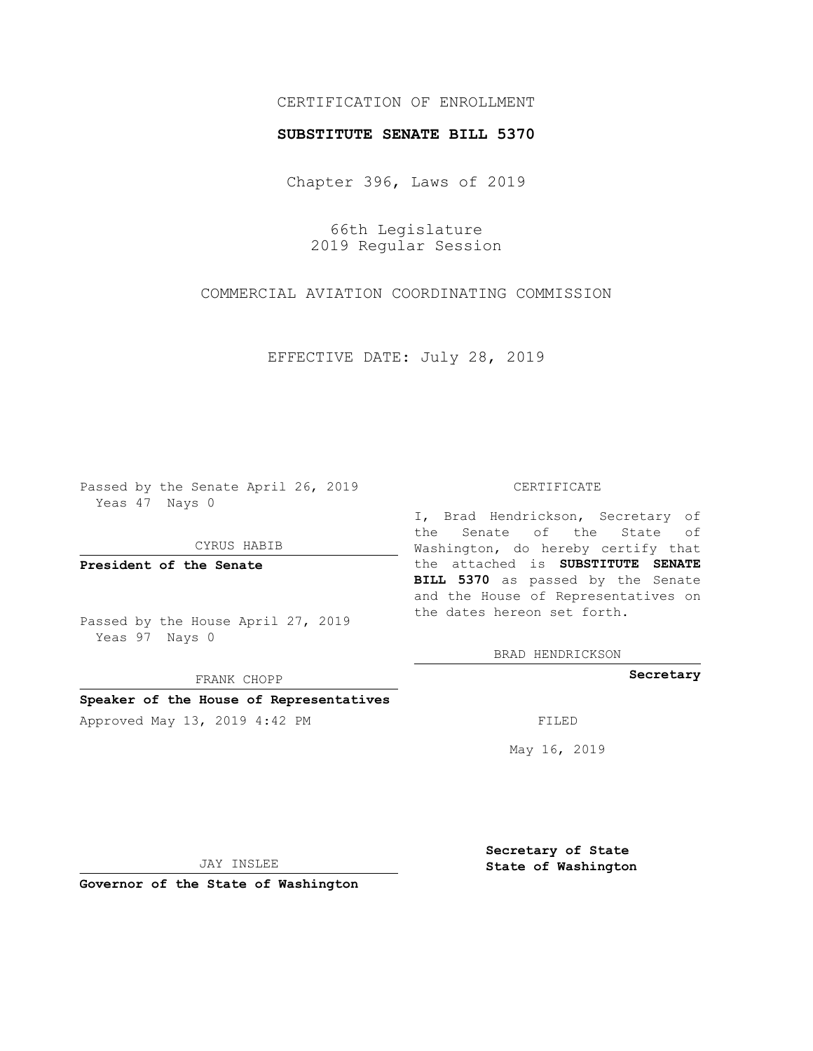CERTIFICATION OF ENROLLMENT

**SUBSTITUTE SENATE BILL 5370**

Chapter 396, Laws of 2019

66th Legislature
2019 Regular Session

COMMERCIAL AVIATION COORDINATING COMMISSION

EFFECTIVE DATE: July 28, 2019

Passed by the Senate April 26, 2019
Yeas 47 Nays 0

CYRUS HABIB

**President of the Senate**

Passed by the House April 27, 2019
Yeas 97 Nays 0

FRANK CHOPP

**Speaker of the House of Representatives**

Approved May 13, 2019 4:42 PM

JAY INSLEE

**Governor of the State of Washington**

CERTIFICATE

I, Brad Hendrickson, Secretary of the Senate of the State of Washington, do hereby certify that the attached is **SUBSTITUTE SENATE BILL 5370** as passed by the Senate and the House of Representatives on the dates hereon set forth.

BRAD HENDRICKSON

**Secretary**

FILED

May 16, 2019

**Secretary of State**
**State of Washington**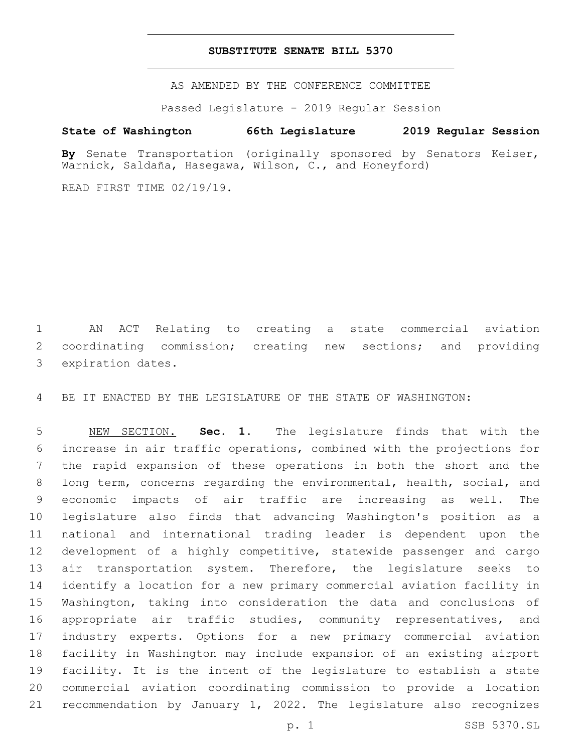# SUBSTITUTE SENATE BILL 5370

AS AMENDED BY THE CONFERENCE COMMITTEE

Passed Legislature - 2019 Regular Session

**State of Washington 66th Legislature 2019 Regular Session**

**By** Senate Transportation (originally sponsored by Senators Keiser, Warnick, Saldaña, Hasegawa, Wilson, C., and Honeyford)

READ FIRST TIME 02/19/19.

1 AN ACT Relating to creating a state commercial aviation
2 coordinating commission; creating new sections; and providing
3 expiration dates.

4 BE IT ENACTED BY THE LEGISLATURE OF THE STATE OF WASHINGTON:

5 NEW SECTION. **Sec. 1.** The legislature finds that with the
6 increase in air traffic operations, combined with the projections for
7 the rapid expansion of these operations in both the short and the
8 long term, concerns regarding the environmental, health, social, and
9 economic impacts of air traffic are increasing as well. The
10 legislature also finds that advancing Washington's position as a
11 national and international trading leader is dependent upon the
12 development of a highly competitive, statewide passenger and cargo
13 air transportation system. Therefore, the legislature seeks to
14 identify a location for a new primary commercial aviation facility in
15 Washington, taking into consideration the data and conclusions of
16 appropriate air traffic studies, community representatives, and
17 industry experts. Options for a new primary commercial aviation
18 facility in Washington may include expansion of an existing airport
19 facility. It is the intent of the legislature to establish a state
20 commercial aviation coordinating commission to provide a location
21 recommendation by January 1, 2022. The legislature also recognizes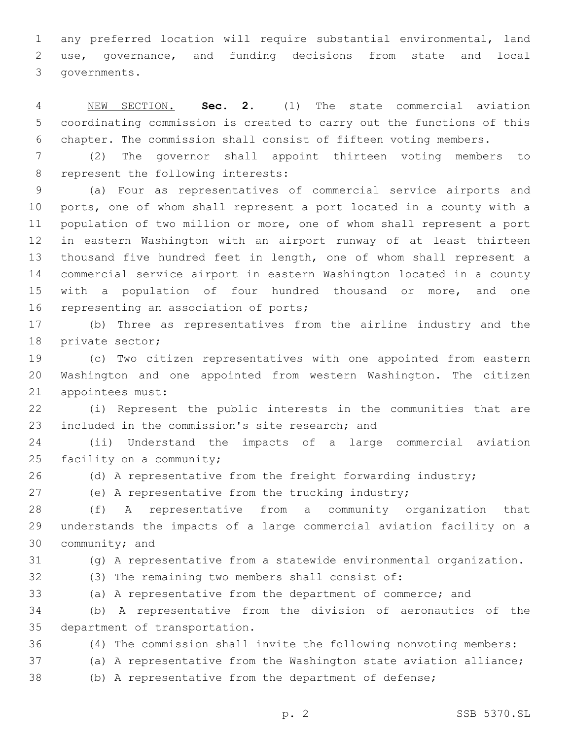any preferred location will require substantial environmental, land use, governance, and funding decisions from state and local governments.

NEW SECTION. **Sec. 2.** (1) The state commercial aviation coordinating commission is created to carry out the functions of this chapter. The commission shall consist of fifteen voting members.

(2) The governor shall appoint thirteen voting members to represent the following interests:

(a) Four as representatives of commercial service airports and ports, one of whom shall represent a port located in a county with a population of two million or more, one of whom shall represent a port in eastern Washington with an airport runway of at least thirteen thousand five hundred feet in length, one of whom shall represent a commercial service airport in eastern Washington located in a county with a population of four hundred thousand or more, and one representing an association of ports;

(b) Three as representatives from the airline industry and the private sector;

(c) Two citizen representatives with one appointed from eastern Washington and one appointed from western Washington. The citizen appointees must:

(i) Represent the public interests in the communities that are included in the commission's site research; and

(ii) Understand the impacts of a large commercial aviation facility on a community;

(d) A representative from the freight forwarding industry;

(e) A representative from the trucking industry;

(f) A representative from a community organization that understands the impacts of a large commercial aviation facility on a community; and

(g) A representative from a statewide environmental organization.

(3) The remaining two members shall consist of:

(a) A representative from the department of commerce; and

(b) A representative from the division of aeronautics of the department of transportation.

(4) The commission shall invite the following nonvoting members:

(a) A representative from the Washington state aviation alliance;

(b) A representative from the department of defense;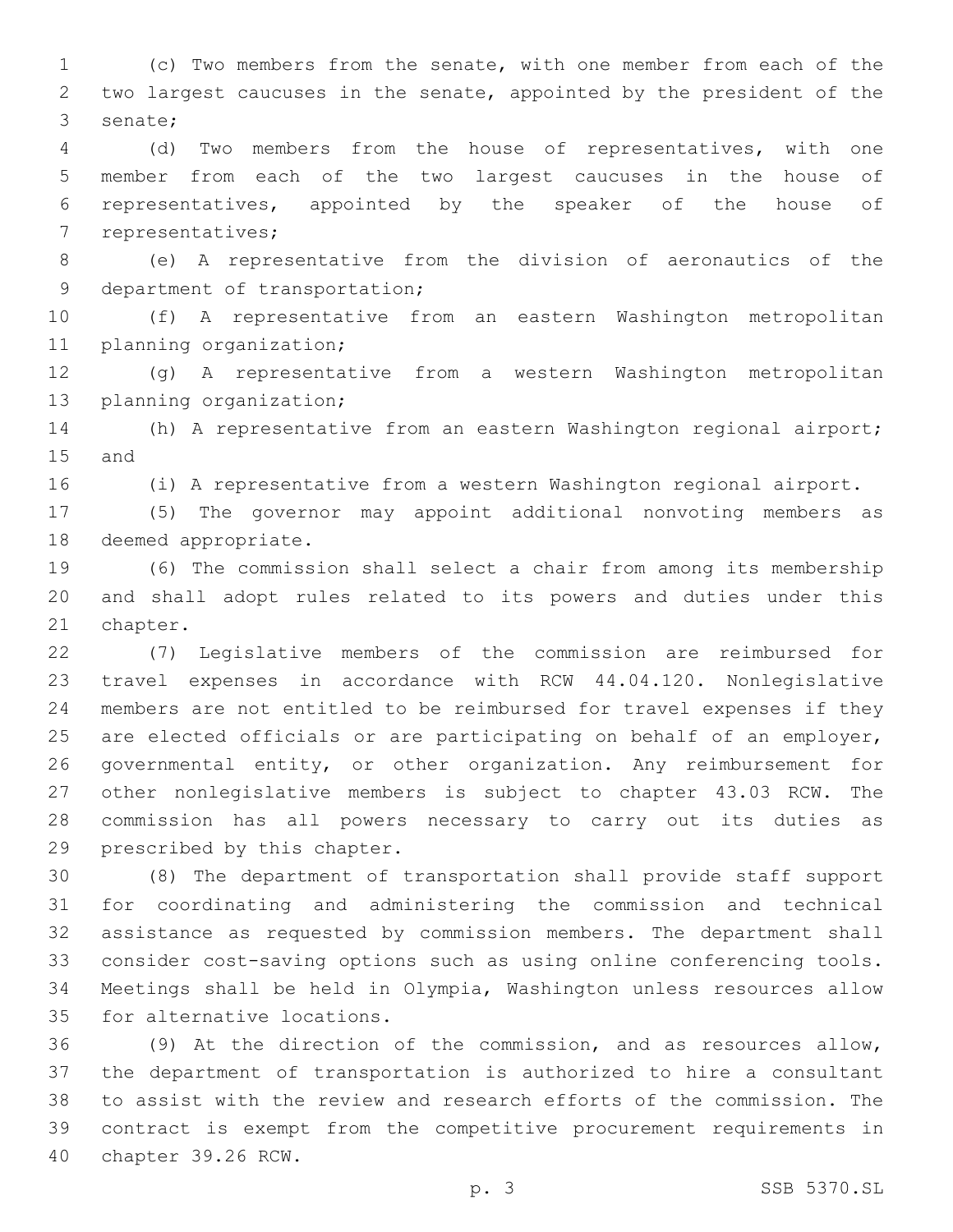(c) Two members from the senate, with one member from each of the two largest caucuses in the senate, appointed by the president of the senate;

(d) Two members from the house of representatives, with one member from each of the two largest caucuses in the house of representatives, appointed by the speaker of the house of representatives;

(e) A representative from the division of aeronautics of the department of transportation;

(f) A representative from an eastern Washington metropolitan planning organization;

(g) A representative from a western Washington metropolitan planning organization;

(h) A representative from an eastern Washington regional airport; and

(i) A representative from a western Washington regional airport.

(5) The governor may appoint additional nonvoting members as deemed appropriate.

(6) The commission shall select a chair from among its membership and shall adopt rules related to its powers and duties under this chapter.

(7) Legislative members of the commission are reimbursed for travel expenses in accordance with RCW 44.04.120. Nonlegislative members are not entitled to be reimbursed for travel expenses if they are elected officials or are participating on behalf of an employer, governmental entity, or other organization. Any reimbursement for other nonlegislative members is subject to chapter 43.03 RCW. The commission has all powers necessary to carry out its duties as prescribed by this chapter.

(8) The department of transportation shall provide staff support for coordinating and administering the commission and technical assistance as requested by commission members. The department shall consider cost-saving options such as using online conferencing tools. Meetings shall be held in Olympia, Washington unless resources allow for alternative locations.

(9) At the direction of the commission, and as resources allow, the department of transportation is authorized to hire a consultant to assist with the review and research efforts of the commission. The contract is exempt from the competitive procurement requirements in chapter 39.26 RCW.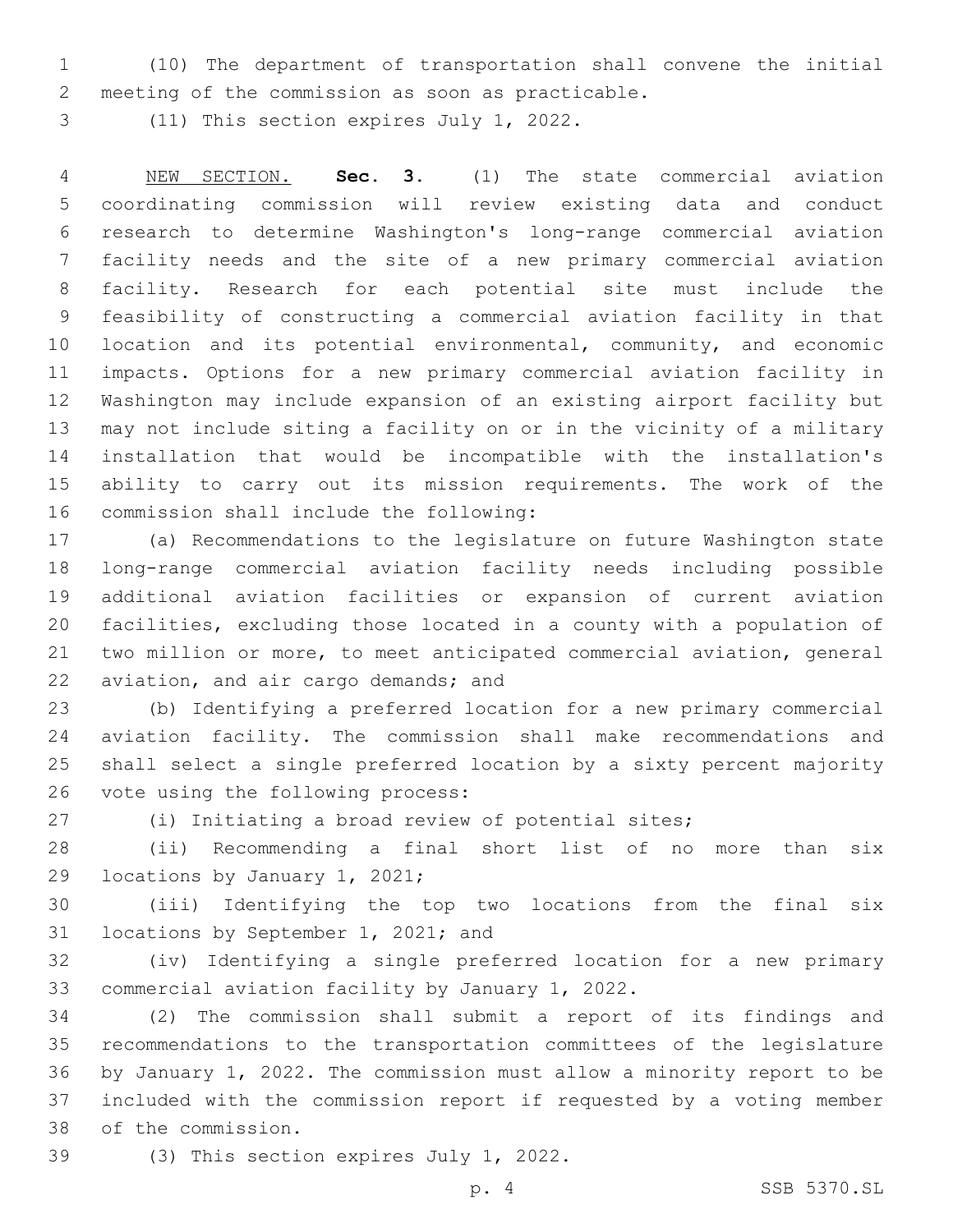(10) The department of transportation shall convene the initial meeting of the commission as soon as practicable.

(11) This section expires July 1, 2022.

NEW SECTION. **Sec. 3.** (1) The state commercial aviation coordinating commission will review existing data and conduct research to determine Washington's long-range commercial aviation facility needs and the site of a new primary commercial aviation facility. Research for each potential site must include the feasibility of constructing a commercial aviation facility in that location and its potential environmental, community, and economic impacts. Options for a new primary commercial aviation facility in Washington may include expansion of an existing airport facility but may not include siting a facility on or in the vicinity of a military installation that would be incompatible with the installation's ability to carry out its mission requirements. The work of the commission shall include the following:

(a) Recommendations to the legislature on future Washington state long-range commercial aviation facility needs including possible additional aviation facilities or expansion of current aviation facilities, excluding those located in a county with a population of two million or more, to meet anticipated commercial aviation, general aviation, and air cargo demands; and

(b) Identifying a preferred location for a new primary commercial aviation facility. The commission shall make recommendations and shall select a single preferred location by a sixty percent majority vote using the following process:

(i) Initiating a broad review of potential sites;

(ii) Recommending a final short list of no more than six locations by January 1, 2021;

(iii) Identifying the top two locations from the final six locations by September 1, 2021; and

(iv) Identifying a single preferred location for a new primary commercial aviation facility by January 1, 2022.

(2) The commission shall submit a report of its findings and recommendations to the transportation committees of the legislature by January 1, 2022. The commission must allow a minority report to be included with the commission report if requested by a voting member of the commission.

(3) This section expires July 1, 2022.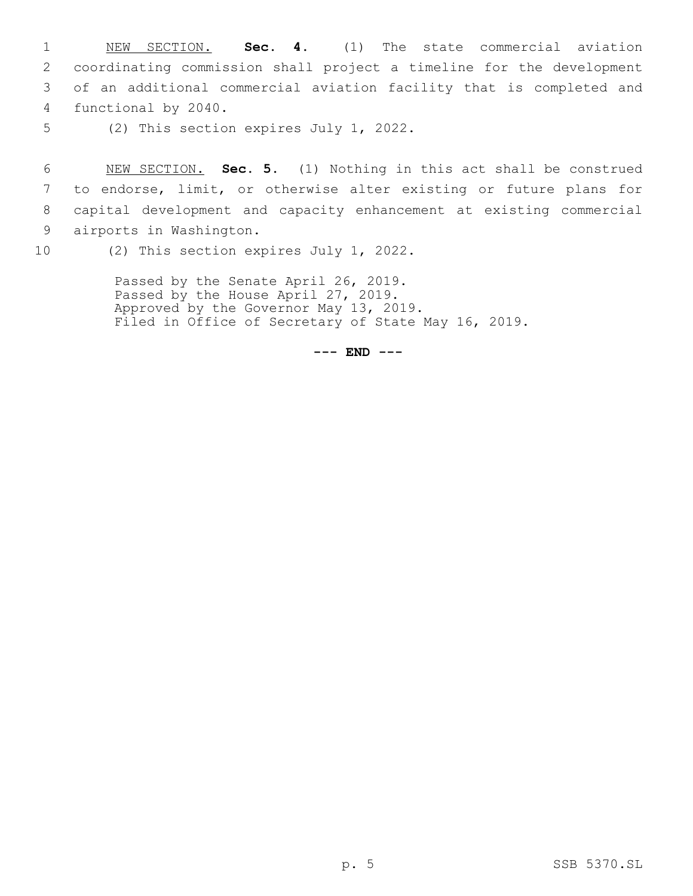NEW SECTION. **Sec. 4.** (1) The state commercial aviation coordinating commission shall project a timeline for the development of an additional commercial aviation facility that is completed and functional by 2040.

(2) This section expires July 1, 2022.

NEW SECTION. **Sec. 5.** (1) Nothing in this act shall be construed to endorse, limit, or otherwise alter existing or future plans for capital development and capacity enhancement at existing commercial airports in Washington.

(2) This section expires July 1, 2022.

Passed by the Senate April 26, 2019.
Passed by the House April 27, 2019.
Approved by the Governor May 13, 2019.
Filed in Office of Secretary of State May 16, 2019.

**--- END ---**